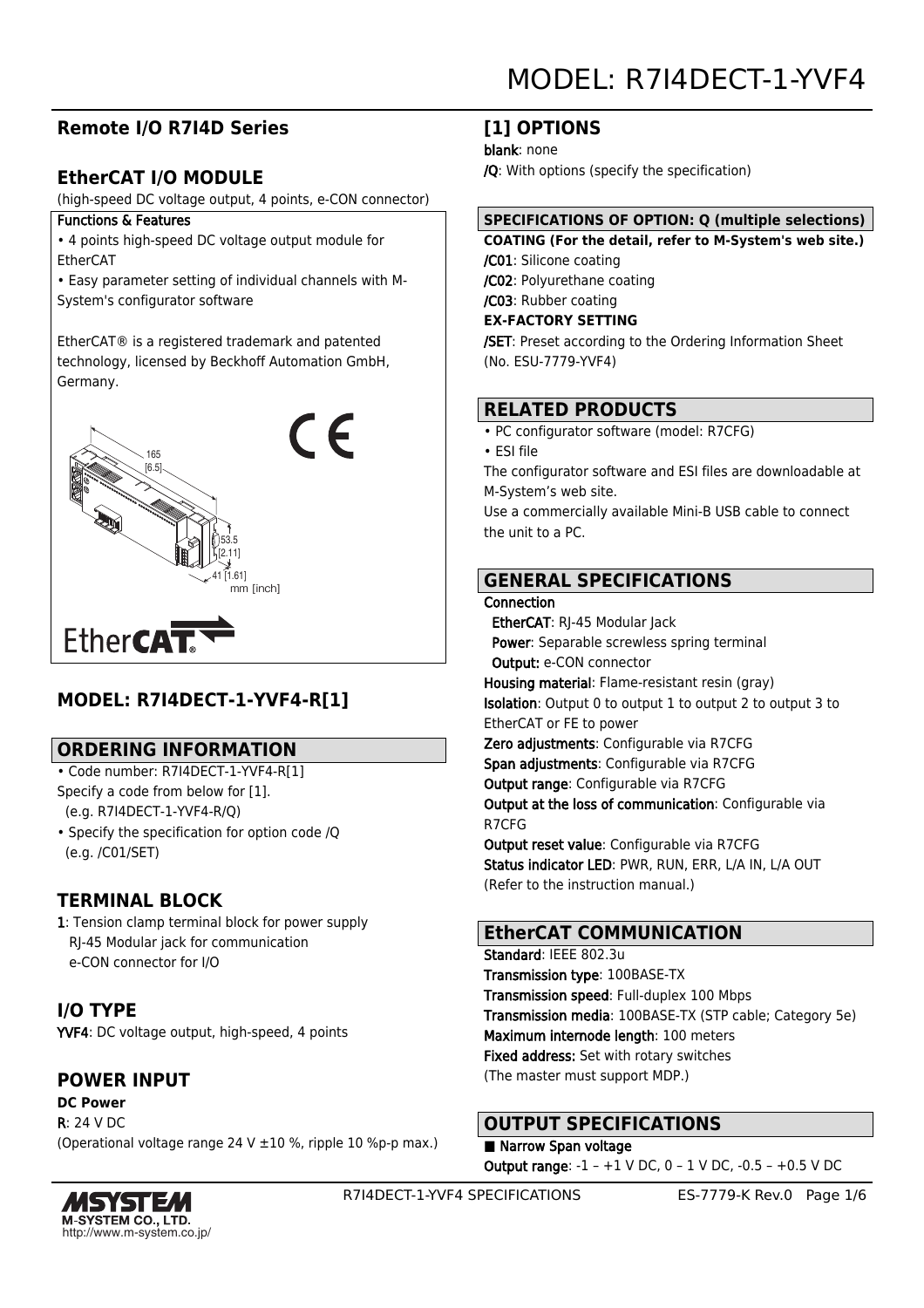# MODEL: R7I4DECT-1-YVF4

## Remote I/O R7I4D Series

## EtherCAT I/O MODULE

(high-speed DC voltage output, 4 points, e-CON connector)

**Functions & Features**

- 4 points high-speed DC voltage output module for EtherCAT
- Easy parameter setting of individual channels with M-System's configurator software

EtherCAT® is a registered trademark and patented technology, licensed by Beckhoff Automation GmbH, Germany.

165 [6.5]
53.5 [2.11]
41 [1.61]
mm [inch]

## MODEL: R7I4DECT-1-YVF4-R[1]

## ORDERING INFORMATION

- Code number: R7I4DECT-1-YVF4-R[1]
  Specify a code from below for [1].
  (e.g. R7I4DECT-1-YVF4-R/Q)
- Specify the specification for option code /Q
  (e.g. /C01/SET)

## TERMINAL BLOCK

**1**: Tension clamp terminal block for power supply
RJ-45 Modular jack for communication
e-CON connector for I/O

## I/O TYPE

**YVF4**: DC voltage output, high-speed, 4 points

## POWER INPUT

**DC Power**

**R**: 24 V DC
(Operational voltage range 24 V ±10 %, ripple 10 %p-p max.)

## [1] OPTIONS

**blank**: none
**/Q**: With options (specify the specification)

### SPECIFICATIONS OF OPTION: Q (multiple selections)

**COATING (For the detail, refer to M-System's web site.)**
**/C01**: Silicone coating
**/C02**: Polyurethane coating
**/C03**: Rubber coating
**EX-FACTORY SETTING**
**/SET**: Preset according to the Ordering Information Sheet (No. ESU-7779-YVF4)

## RELATED PRODUCTS

- PC configurator software (model: R7CFG)
- ESI file

The configurator software and ESI files are downloadable at M-System's web site.
Use a commercially available Mini-B USB cable to connect the unit to a PC.

## GENERAL SPECIFICATIONS

**Connection**
**EtherCAT**: RJ-45 Modular Jack
**Power**: Separable screwless spring terminal
**Output:** e-CON connector
**Housing material**: Flame-resistant resin (gray)
**Isolation**: Output 0 to output 1 to output 2 to output 3 to EtherCAT or FE to power
**Zero adjustments**: Configurable via R7CFG
**Span adjustments**: Configurable via R7CFG
**Output range**: Configurable via R7CFG
**Output at the loss of communication**: Configurable via R7CFG
**Output reset value**: Configurable via R7CFG
**Status indicator LED**: PWR, RUN, ERR, L/A IN, L/A OUT
(Refer to the instruction manual.)

## EtherCAT COMMUNICATION

**Standard**: IEEE 802.3u
**Transmission type**: 100BASE-TX
**Transmission speed**: Full-duplex 100 Mbps
**Transmission media**: 100BASE-TX (STP cable; Category 5e)
**Maximum internode length**: 100 meters
**Fixed address:** Set with rotary switches
(The master must support MDP.)

## OUTPUT SPECIFICATIONS

■ **Narrow Span voltage**
**Output range**: -1 – +1 V DC, 0 – 1 V DC, -0.5 – +0.5 V DC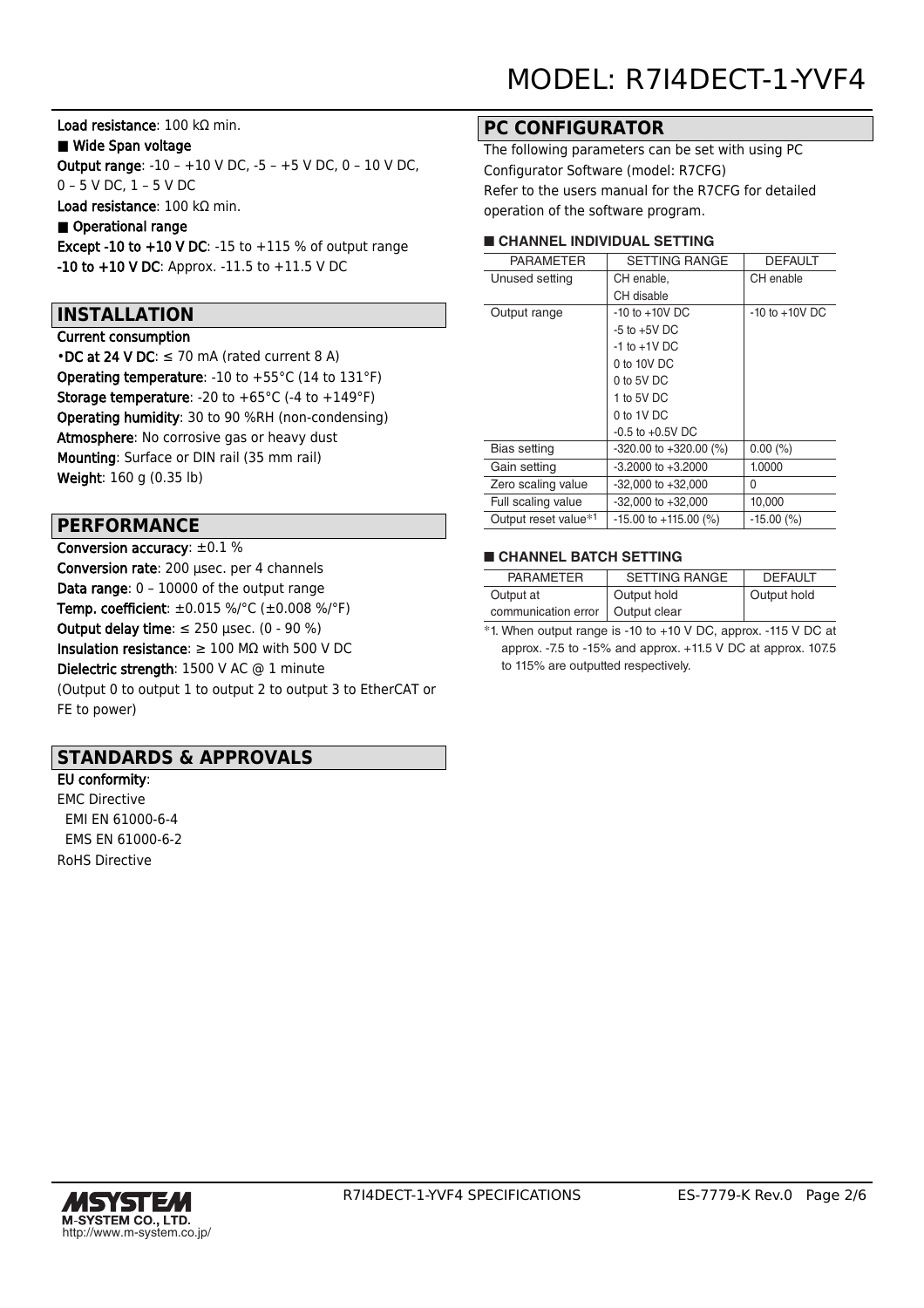**Load resistance**: 100 kΩ min.

■ **Wide Span voltage**

**Output range**: -10 – +10 V DC, -5 – +5 V DC, 0 – 10 V DC, 0 – 5 V DC, 1 – 5 V DC

**Load resistance**: 100 kΩ min.

■ **Operational range**

**Except -10 to +10 V DC**: -15 to +115 % of output range

**-10 to +10 V DC**: Approx. -11.5 to +11.5 V DC

## INSTALLATION

**Current consumption**

•**DC at 24 V DC**: ≤ 70 mA (rated current 8 A)

**Operating temperature**: -10 to +55°C (14 to 131°F)

**Storage temperature**: -20 to +65°C (-4 to +149°F)

**Operating humidity**: 30 to 90 %RH (non-condensing)

**Atmosphere**: No corrosive gas or heavy dust

**Mounting**: Surface or DIN rail (35 mm rail)

**Weight**: 160 g (0.35 lb)

## PERFORMANCE

**Conversion accuracy**: ±0.1 %

**Conversion rate**: 200 µsec. per 4 channels

**Data range**: 0 – 10000 of the output range

**Temp. coefficient**: ±0.015 %/°C (±0.008 %/°F)

**Output delay time**: ≤ 250 µsec. (0 - 90 %)

**Insulation resistance**: ≥ 100 MΩ with 500 V DC

**Dielectric strength**: 1500 V AC @ 1 minute

(Output 0 to output 1 to output 2 to output 3 to EtherCAT or FE to power)

## STANDARDS & APPROVALS

**EU conformity**:

EMC Directive

EMI EN 61000-6-4

EMS EN 61000-6-2

RoHS Directive

## PC CONFIGURATOR

The following parameters can be set with using PC Configurator Software (model: R7CFG)

Refer to the users manual for the R7CFG for detailed operation of the software program.

### ■ CHANNEL INDIVIDUAL SETTING

| PARAMETER | SETTING RANGE | DEFAULT |
|---|---|---|
| Unused setting | CH enable, CH disable | CH enable |
| Output range | -10 to +10V DC<br>-5 to +5V DC<br>-1 to +1V DC<br>0 to 10V DC<br>0 to 5V DC<br>1 to 5V DC<br>0 to 1V DC<br>-0.5 to +0.5V DC | -10 to +10V DC |
| Bias setting | -320.00 to +320.00 (%) | 0.00 (%) |
| Gain setting | -3.2000 to +3.2000 | 1.0000 |
| Zero scaling value | -32,000 to +32,000 | 0 |
| Full scaling value | -32,000 to +32,000 | 10,000 |
| Output reset value*1 | -15.00 to +115.00 (%) | -15.00 (%) |

### ■ CHANNEL BATCH SETTING

| PARAMETER | SETTING RANGE | DEFAULT |
|---|---|---|
| Output at communication error | Output hold<br>Output clear | Output hold |

*1. When output range is -10 to +10 V DC, approx. -115 V DC at approx. -7.5 to -15% and approx. +11.5 V DC at approx. 107.5 to 115% are outputted respectively.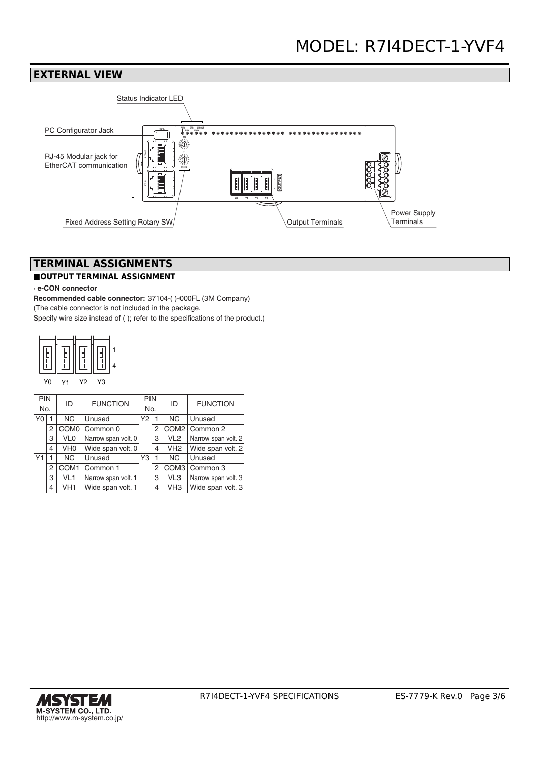## EXTERNAL VIEW

Status Indicator LED

PC Configurator Jack

RJ-45 Modular jack for EtherCAT communication

Fixed Address Setting Rotary SW

Output Terminals

Power Supply Terminals

## TERMINAL ASSIGNMENTS

### ■OUTPUT TERMINAL ASSIGNMENT

**· e-CON connector**

**Recommended cable connector:** 37104-( )-000FL (3M Company)
(The cable connector is not included in the package.
Specify wire size instead of ( ); refer to the specifications of the product.)

Y0 Y1 Y2 Y3

1
4

| PIN No. | | ID | FUNCTION | PIN No. | | ID | FUNCTION |
|---|---|---|---|---|---|---|---|
| Y0 | 1 | NC | Unused | Y2 | 1 | NC | Unused |
| | 2 | COM0 | Common 0 | | 2 | COM2 | Common 2 |
| | 3 | VL0 | Narrow span volt. 0 | | 3 | VL2 | Narrow span volt. 2 |
| | 4 | VH0 | Wide span volt. 0 | | 4 | VH2 | Wide span volt. 2 |
| Y1 | 1 | NC | Unused | Y3 | 1 | NC | Unused |
| | 2 | COM1 | Common 1 | | 2 | COM3 | Common 3 |
| | 3 | VL1 | Narrow span volt. 1 | | 3 | VL3 | Narrow span volt. 3 |
| | 4 | VH1 | Wide span volt. 1 | | 4 | VH3 | Wide span volt. 3 |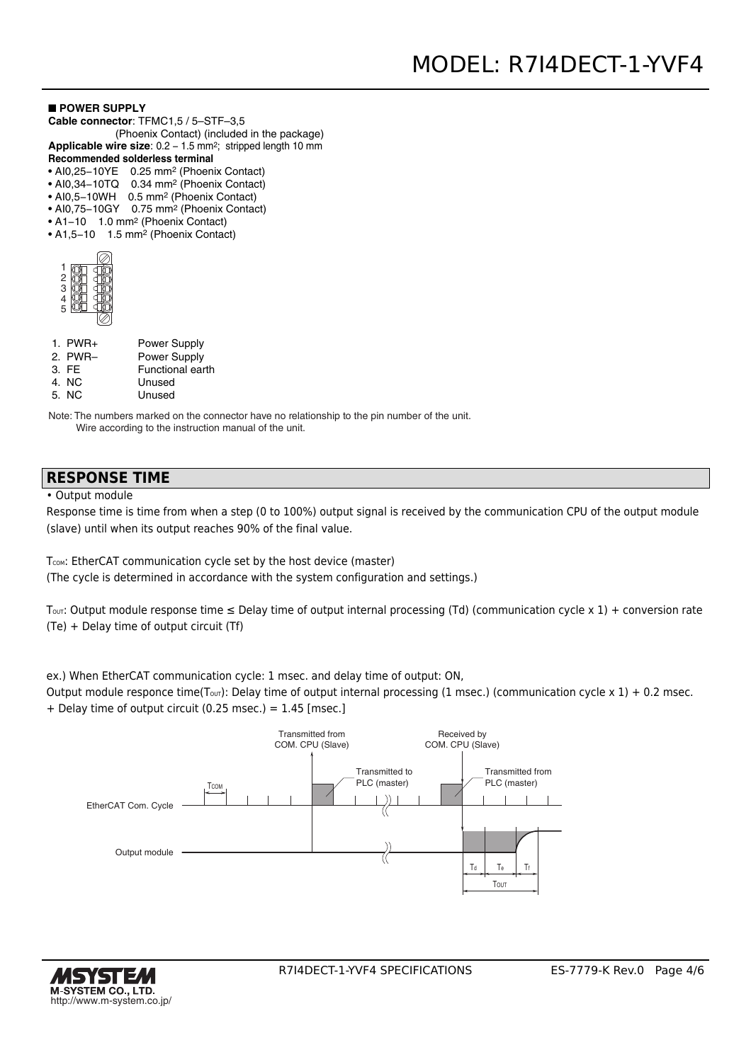### ■ POWER SUPPLY

**Cable connector**: TFMC1,5 / 5–STF–3,5 (Phoenix Contact) (included in the package)

**Applicable wire size**: 0.2 – 1.5 $mm^2$; stripped length 10 mm

**Recommended solderless terminal**

- AI0,25–10YE  0.25 $mm^2$ (Phoenix Contact)
- AI0,34–10TQ  0.34 $mm^2$ (Phoenix Contact)
- AI0,5–10WH  0.5 $mm^2$ (Phoenix Contact)
- AI0,75–10GY  0.75 $mm^2$ (Phoenix Contact)
- A1–10  1.0 $mm^2$ (Phoenix Contact)
- A1,5–10  1.5 $mm^2$ (Phoenix Contact)

| Pin | Signal | Description |
|---|---|---|
| 1. | PWR+ | Power Supply |
| 2. | PWR– | Power Supply |
| 3. | FE | Functional earth |
| 4. | NC | Unused |
| 5. | NC | Unused |

Note: The numbers marked on the connector have no relationship to the pin number of the unit. Wire according to the instruction manual of the unit.

## RESPONSE TIME

• Output module

Response time is time from when a step (0 to 100%) output signal is received by the communication CPU of the output module (slave) until when its output reaches 90% of the final value.

$T_{COM}$: EtherCAT communication cycle set by the host device (master)
(The cycle is determined in accordance with the system configuration and settings.)

$T_{OUT}$: Output module response time ≤ Delay time of output internal processing (Td) (communication cycle x 1) + conversion rate (Te) + Delay time of output circuit (Tf)

ex.) When EtherCAT communication cycle: 1 msec. and delay time of output: ON,
Output module responce time($T_{OUT}$): Delay time of output internal processing (1 msec.) (communication cycle x 1) + 0.2 msec. + Delay time of output circuit (0.25 msec.) = 1.45 [msec.]

Transmitted from COM. CPU (Slave) · Transmitted to PLC (master) · Received by COM. CPU (Slave) · Transmitted from PLC (master) · $T_{COM}$ · EtherCAT Com. Cycle · Output module · $T_d$ · $T_e$ · $T_f$ · $T_{OUT}$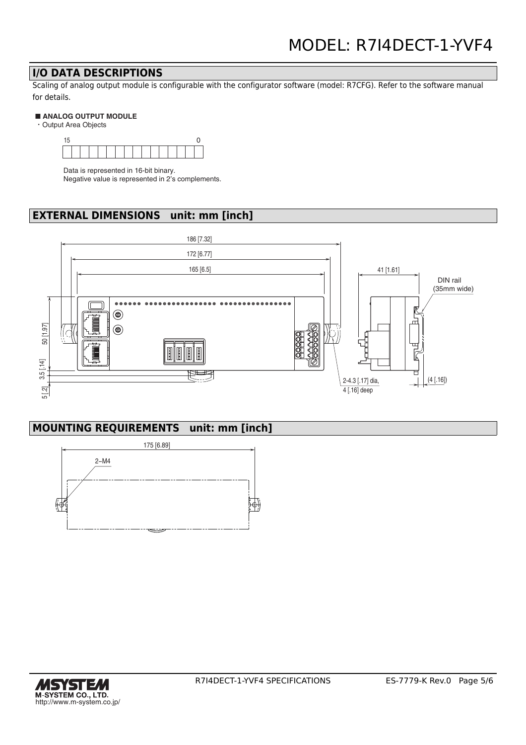## I/O DATA DESCRIPTIONS

Scaling of analog output module is configurable with the configurator software (model: R7CFG). Refer to the software manual for details.

### ■ ANALOG OUTPUT MODULE

・Output Area Objects

| 15 | | | | | | | | | | | | | | | 0 |
|---|---|---|---|---|---|---|---|---|---|---|---|---|---|---|---|
| | | | | | | | | | | | | | | | |

Data is represented in 16-bit binary.
Negative value is represented in 2's complements.

## EXTERNAL DIMENSIONS unit: mm [inch]

186 [7.32]
172 [6.77]
165 [6.5]
41 [1.61]
DIN rail (35mm wide)
50 [1.97]
3.5 [.14]
5 [.2]
2-4.3 [.17] dia, 4 [.16] deep
(4 [.16])

## MOUNTING REQUIREMENTS unit: mm [inch]

175 [6.89]
2–M4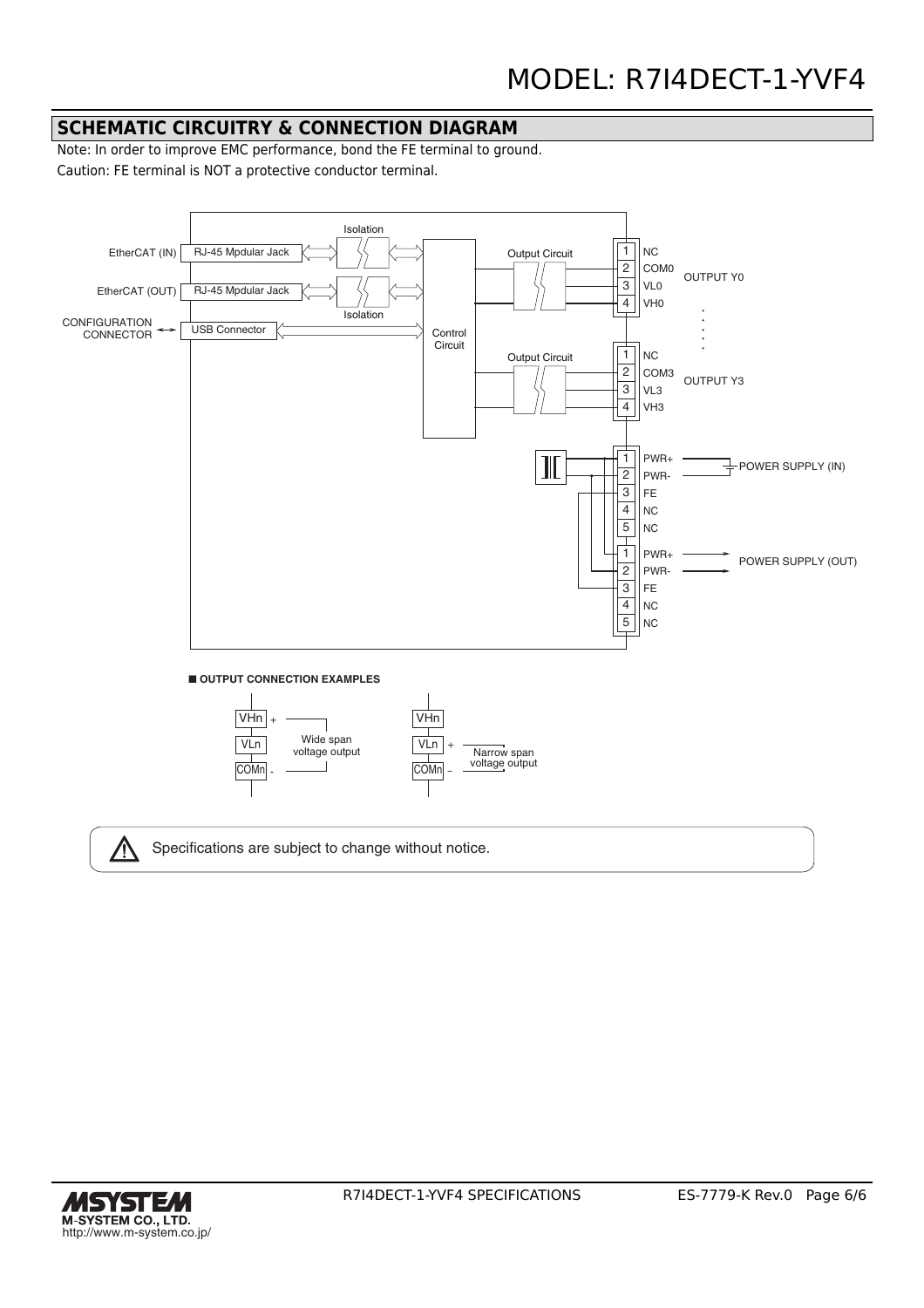## SCHEMATIC CIRCUITRY & CONNECTION DIAGRAM

Note: In order to improve EMC performance, bond the FE terminal to ground.

Caution: FE terminal is NOT a protective conductor terminal.

EtherCAT (IN)
RJ-45 Mpdular Jack
EtherCAT (OUT)
RJ-45 Mpdular Jack
CONFIGURATION CONNECTOR
USB Connector
Isolation
Isolation
Control Circuit
Output Circuit
Output Circuit

1 NC
2 COM0
3 VL0
4 VH0
OUTPUT Y0

1 NC
2 COM3
3 VL3
4 VH3
OUTPUT Y3

1 PWR+
2 PWR-
3 FE
4 NC
5 NC
POWER SUPPLY (IN)

1 PWR+
2 PWR-
3 FE
4 NC
5 NC
POWER SUPPLY (OUT)

■ OUTPUT CONNECTION EXAMPLES

VHn +
VLn
COMn -
Wide span voltage output

VHn
VLn +
COMn –
Narrow span voltage output

Specifications are subject to change without notice.